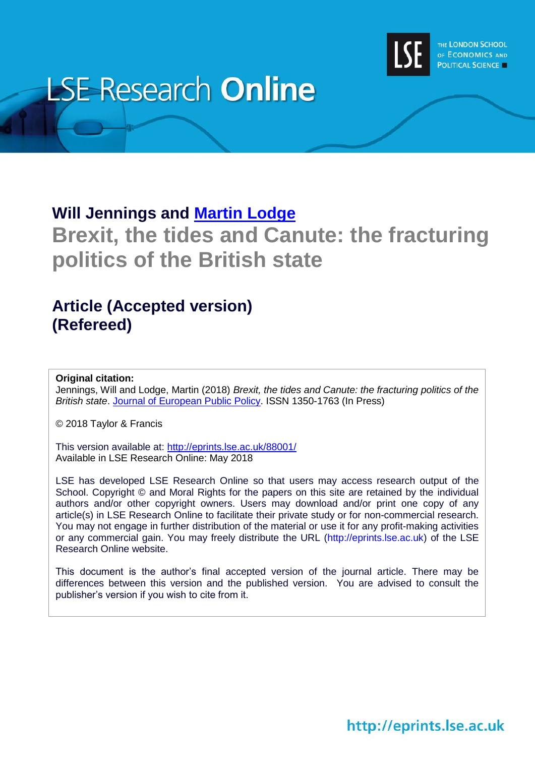# LSE Research Online

**Will Jennings and [Martin Lodge](#)**

## Brexit, the tides and Canute: the fracturing politics of the British state

## Article (Accepted version) (Refereed)

**Original citation:**
Jennings, Will and Lodge, Martin (2018) *Brexit, the tides and Canute: the fracturing politics of the British state*. Journal of European Public Policy. ISSN 1350-1763 (In Press)

© 2018 Taylor & Francis

This version available at: http://eprints.lse.ac.uk/88001/
Available in LSE Research Online: May 2018

LSE has developed LSE Research Online so that users may access research output of the School. Copyright © and Moral Rights for the papers on this site are retained by the individual authors and/or other copyright owners. Users may download and/or print one copy of any article(s) in LSE Research Online to facilitate their private study or for non-commercial research. You may not engage in further distribution of the material or use it for any profit-making activities or any commercial gain. You may freely distribute the URL (http://eprints.lse.ac.uk) of the LSE Research Online website.

This document is the author's final accepted version of the journal article. There may be differences between this version and the published version. You are advised to consult the publisher's version if you wish to cite from it.

http://eprints.lse.ac.uk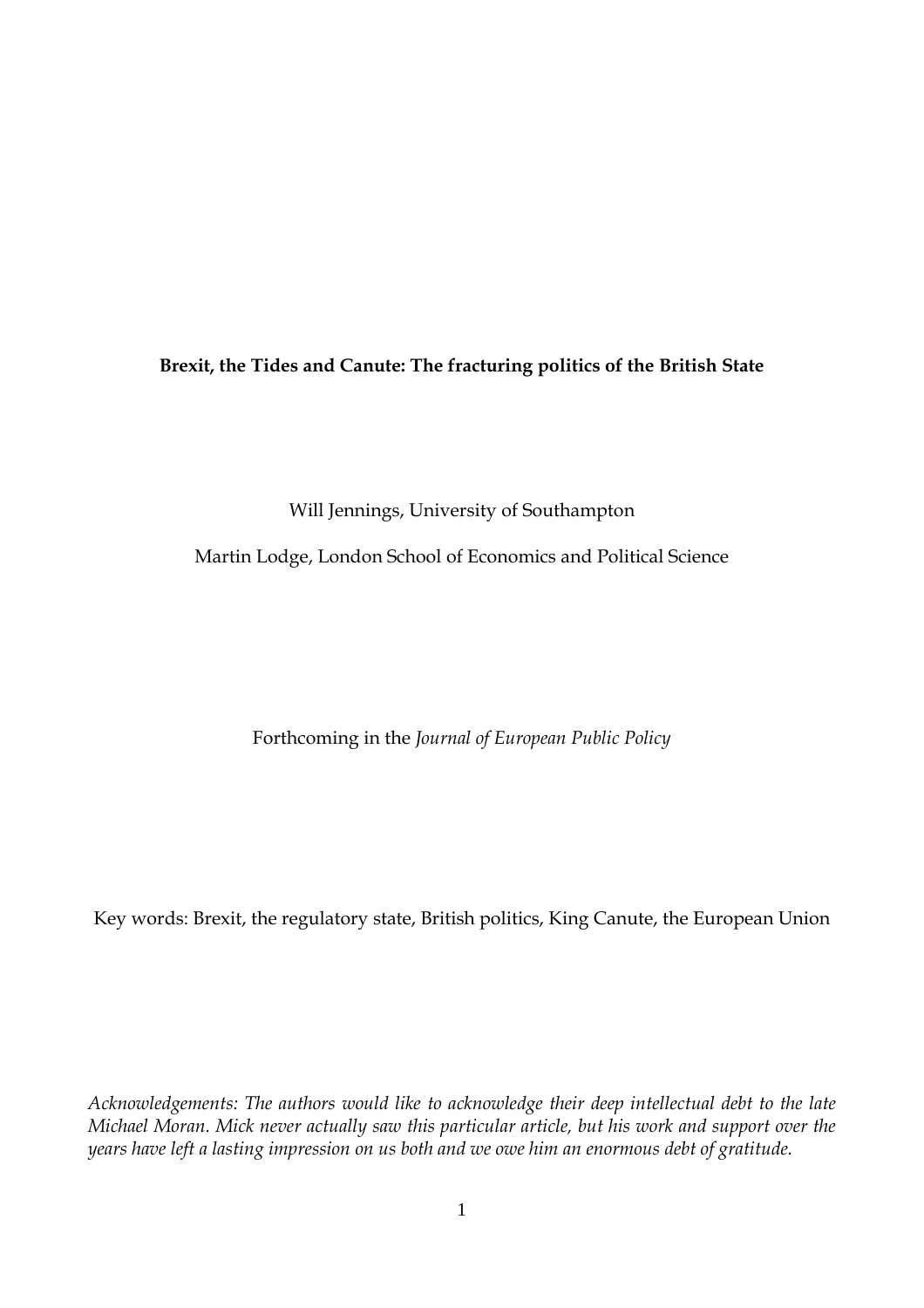**Brexit, the Tides and Canute: The fracturing politics of the British State**

Will Jennings, University of Southampton

Martin Lodge, London School of Economics and Political Science

Forthcoming in the *Journal of European Public Policy*

Key words: Brexit, the regulatory state, British politics, King Canute, the European Union

*Acknowledgements: The authors would like to acknowledge their deep intellectual debt to the late Michael Moran. Mick never actually saw this particular article, but his work and support over the years have left a lasting impression on us both and we owe him an enormous debt of gratitude.*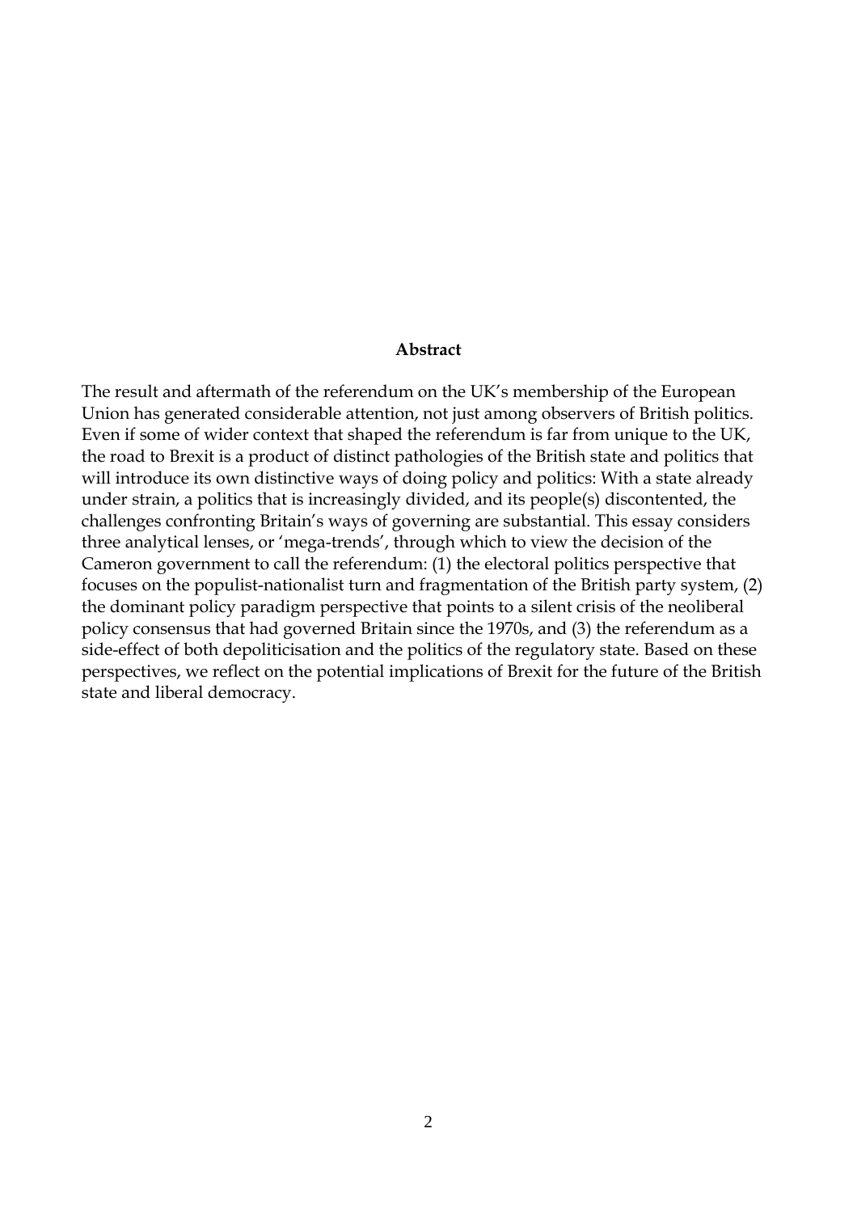## Abstract

The result and aftermath of the referendum on the UK's membership of the European Union has generated considerable attention, not just among observers of British politics. Even if some of wider context that shaped the referendum is far from unique to the UK, the road to Brexit is a product of distinct pathologies of the British state and politics that will introduce its own distinctive ways of doing policy and politics: With a state already under strain, a politics that is increasingly divided, and its people(s) discontented, the challenges confronting Britain's ways of governing are substantial. This essay considers three analytical lenses, or 'mega-trends', through which to view the decision of the Cameron government to call the referendum: (1) the electoral politics perspective that focuses on the populist-nationalist turn and fragmentation of the British party system, (2) the dominant policy paradigm perspective that points to a silent crisis of the neoliberal policy consensus that had governed Britain since the 1970s, and (3) the referendum as a side-effect of both depoliticisation and the politics of the regulatory state. Based on these perspectives, we reflect on the potential implications of Brexit for the future of the British state and liberal democracy.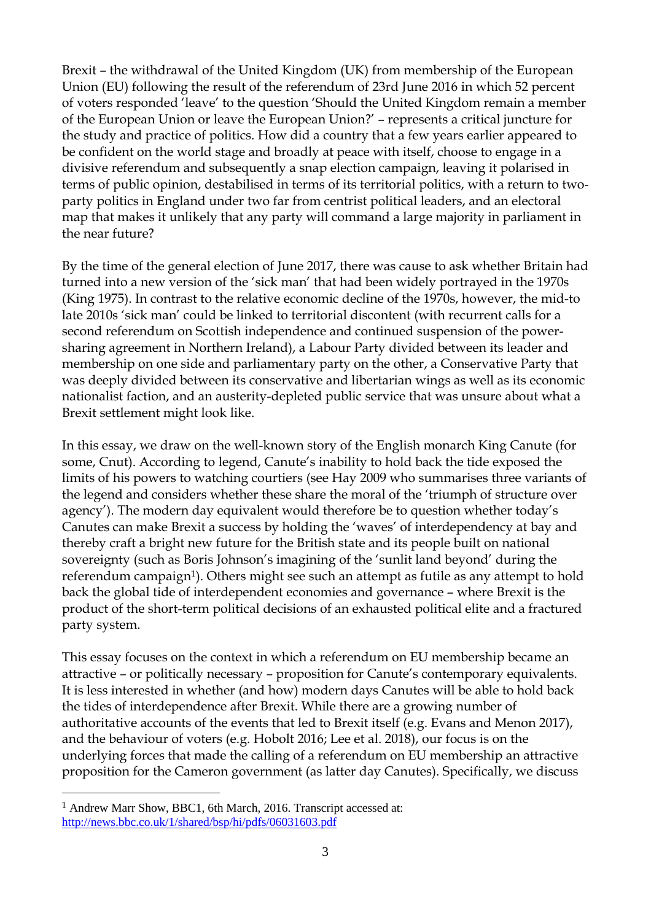Brexit – the withdrawal of the United Kingdom (UK) from membership of the European Union (EU) following the result of the referendum of 23rd June 2016 in which 52 percent of voters responded 'leave' to the question 'Should the United Kingdom remain a member of the European Union or leave the European Union?' – represents a critical juncture for the study and practice of politics. How did a country that a few years earlier appeared to be confident on the world stage and broadly at peace with itself, choose to engage in a divisive referendum and subsequently a snap election campaign, leaving it polarised in terms of public opinion, destabilised in terms of its territorial politics, with a return to two-party politics in England under two far from centrist political leaders, and an electoral map that makes it unlikely that any party will command a large majority in parliament in the near future?

By the time of the general election of June 2017, there was cause to ask whether Britain had turned into a new version of the 'sick man' that had been widely portrayed in the 1970s (King 1975). In contrast to the relative economic decline of the 1970s, however, the mid-to late 2010s 'sick man' could be linked to territorial discontent (with recurrent calls for a second referendum on Scottish independence and continued suspension of the power-sharing agreement in Northern Ireland), a Labour Party divided between its leader and membership on one side and parliamentary party on the other, a Conservative Party that was deeply divided between its conservative and libertarian wings as well as its economic nationalist faction, and an austerity-depleted public service that was unsure about what a Brexit settlement might look like.

In this essay, we draw on the well-known story of the English monarch King Canute (for some, Cnut). According to legend, Canute's inability to hold back the tide exposed the limits of his powers to watching courtiers (see Hay 2009 who summarises three variants of the legend and considers whether these share the moral of the 'triumph of structure over agency'). The modern day equivalent would therefore be to question whether today's Canutes can make Brexit a success by holding the 'waves' of interdependency at bay and thereby craft a bright new future for the British state and its people built on national sovereignty (such as Boris Johnson's imagining of the 'sunlit land beyond' during the referendum campaign[1]). Others might see such an attempt as futile as any attempt to hold back the global tide of interdependent economies and governance – where Brexit is the product of the short-term political decisions of an exhausted political elite and a fractured party system.

This essay focuses on the context in which a referendum on EU membership became an attractive – or politically necessary – proposition for Canute's contemporary equivalents. It is less interested in whether (and how) modern days Canutes will be able to hold back the tides of interdependence after Brexit. While there are a growing number of authoritative accounts of the events that led to Brexit itself (e.g. Evans and Menon 2017), and the behaviour of voters (e.g. Hobolt 2016; Lee et al. 2018), our focus is on the underlying forces that made the calling of a referendum on EU membership an attractive proposition for the Cameron government (as latter day Canutes). Specifically, we discuss

---

[1] Andrew Marr Show, BBC1, 6th March, 2016. Transcript accessed at: http://news.bbc.co.uk/1/shared/bsp/hi/pdfs/06031603.pdf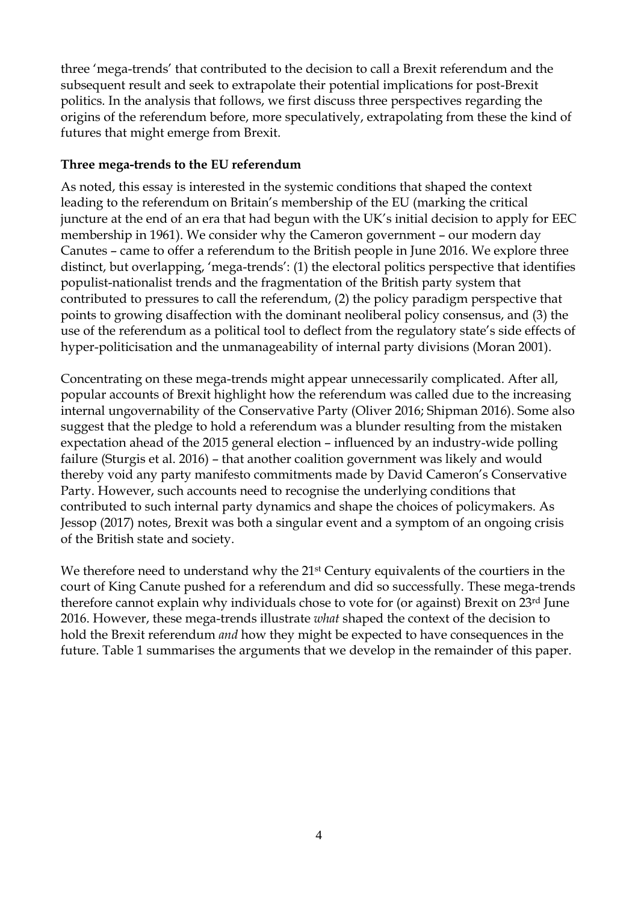three 'mega-trends' that contributed to the decision to call a Brexit referendum and the subsequent result and seek to extrapolate their potential implications for post-Brexit politics. In the analysis that follows, we first discuss three perspectives regarding the origins of the referendum before, more speculatively, extrapolating from these the kind of futures that might emerge from Brexit.

**Three mega-trends to the EU referendum**

As noted, this essay is interested in the systemic conditions that shaped the context leading to the referendum on Britain's membership of the EU (marking the critical juncture at the end of an era that had begun with the UK's initial decision to apply for EEC membership in 1961). We consider why the Cameron government – our modern day Canutes – came to offer a referendum to the British people in June 2016. We explore three distinct, but overlapping, 'mega-trends': (1) the electoral politics perspective that identifies populist-nationalist trends and the fragmentation of the British party system that contributed to pressures to call the referendum, (2) the policy paradigm perspective that points to growing disaffection with the dominant neoliberal policy consensus, and (3) the use of the referendum as a political tool to deflect from the regulatory state's side effects of hyper-politicisation and the unmanageability of internal party divisions (Moran 2001).

Concentrating on these mega-trends might appear unnecessarily complicated. After all, popular accounts of Brexit highlight how the referendum was called due to the increasing internal ungovernability of the Conservative Party (Oliver 2016; Shipman 2016). Some also suggest that the pledge to hold a referendum was a blunder resulting from the mistaken expectation ahead of the 2015 general election – influenced by an industry-wide polling failure (Sturgis et al. 2016) – that another coalition government was likely and would thereby void any party manifesto commitments made by David Cameron's Conservative Party. However, such accounts need to recognise the underlying conditions that contributed to such internal party dynamics and shape the choices of policymakers. As Jessop (2017) notes, Brexit was both a singular event and a symptom of an ongoing crisis of the British state and society.

We therefore need to understand why the 21st Century equivalents of the courtiers in the court of King Canute pushed for a referendum and did so successfully. These mega-trends therefore cannot explain why individuals chose to vote for (or against) Brexit on 23rd June 2016. However, these mega-trends illustrate *what* shaped the context of the decision to hold the Brexit referendum *and* how they might be expected to have consequences in the future. Table 1 summarises the arguments that we develop in the remainder of this paper.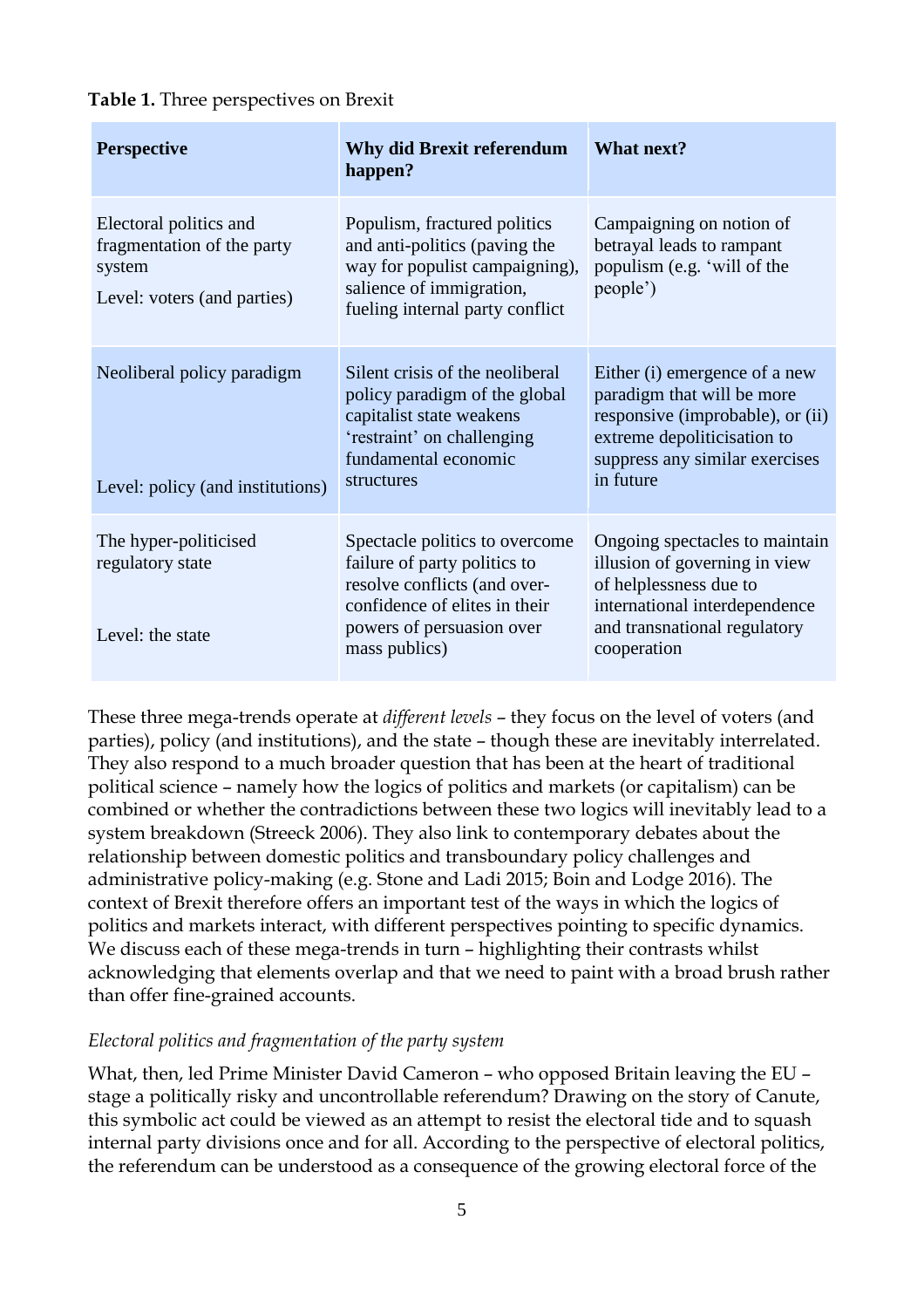**Table 1.** Three perspectives on Brexit

| Perspective | Why did Brexit referendum happen? | What next? |
|---|---|---|
| Electoral politics and fragmentation of the party system<br><br>Level: voters (and parties) | Populism, fractured politics and anti-politics (paving the way for populist campaigning), salience of immigration, fueling internal party conflict | Campaigning on notion of betrayal leads to rampant populism (e.g. 'will of the people') |
| Neoliberal policy paradigm<br><br>Level: policy (and institutions) | Silent crisis of the neoliberal policy paradigm of the global capitalist state weakens 'restraint' on challenging fundamental economic structures | Either (i) emergence of a new paradigm that will be more responsive (improbable), or (ii) extreme depoliticisation to suppress any similar exercises in future |
| The hyper-politicised regulatory state<br><br>Level: the state | Spectacle politics to overcome failure of party politics to resolve conflicts (and over-confidence of elites in their powers of persuasion over mass publics) | Ongoing spectacles to maintain illusion of governing in view of helplessness due to international interdependence and transnational regulatory cooperation |

These three mega-trends operate at *different levels* – they focus on the level of voters (and parties), policy (and institutions), and the state – though these are inevitably interrelated. They also respond to a much broader question that has been at the heart of traditional political science – namely how the logics of politics and markets (or capitalism) can be combined or whether the contradictions between these two logics will inevitably lead to a system breakdown (Streeck 2006). They also link to contemporary debates about the relationship between domestic politics and transboundary policy challenges and administrative policy-making (e.g. Stone and Ladi 2015; Boin and Lodge 2016). The context of Brexit therefore offers an important test of the ways in which the logics of politics and markets interact, with different perspectives pointing to specific dynamics. We discuss each of these mega-trends in turn – highlighting their contrasts whilst acknowledging that elements overlap and that we need to paint with a broad brush rather than offer fine-grained accounts.

*Electoral politics and fragmentation of the party system*

What, then, led Prime Minister David Cameron – who opposed Britain leaving the EU – stage a politically risky and uncontrollable referendum? Drawing on the story of Canute, this symbolic act could be viewed as an attempt to resist the electoral tide and to squash internal party divisions once and for all. According to the perspective of electoral politics, the referendum can be understood as a consequence of the growing electoral force of the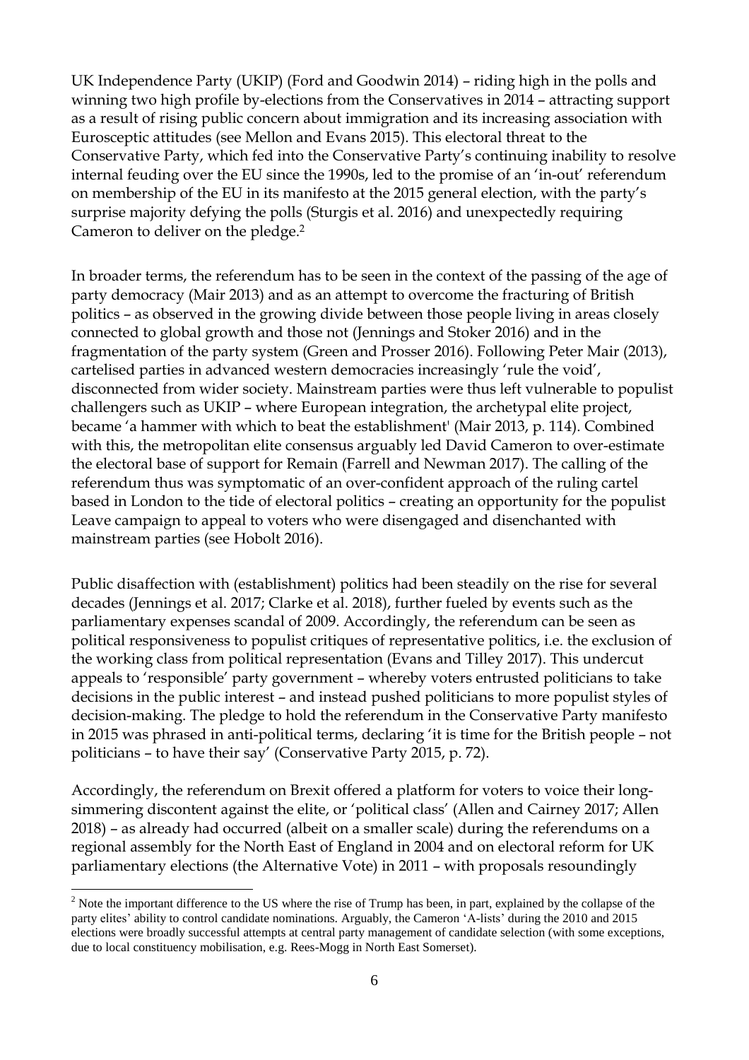UK Independence Party (UKIP) (Ford and Goodwin 2014) – riding high in the polls and winning two high profile by-elections from the Conservatives in 2014 – attracting support as a result of rising public concern about immigration and its increasing association with Eurosceptic attitudes (see Mellon and Evans 2015). This electoral threat to the Conservative Party, which fed into the Conservative Party's continuing inability to resolve internal feuding over the EU since the 1990s, led to the promise of an 'in-out' referendum on membership of the EU in its manifesto at the 2015 general election, with the party's surprise majority defying the polls (Sturgis et al. 2016) and unexpectedly requiring Cameron to deliver on the pledge.[2]

In broader terms, the referendum has to be seen in the context of the passing of the age of party democracy (Mair 2013) and as an attempt to overcome the fracturing of British politics – as observed in the growing divide between those people living in areas closely connected to global growth and those not (Jennings and Stoker 2016) and in the fragmentation of the party system (Green and Prosser 2016). Following Peter Mair (2013), cartelised parties in advanced western democracies increasingly 'rule the void', disconnected from wider society. Mainstream parties were thus left vulnerable to populist challengers such as UKIP – where European integration, the archetypal elite project, became 'a hammer with which to beat the establishment' (Mair 2013, p. 114). Combined with this, the metropolitan elite consensus arguably led David Cameron to over-estimate the electoral base of support for Remain (Farrell and Newman 2017). The calling of the referendum thus was symptomatic of an over-confident approach of the ruling cartel based in London to the tide of electoral politics – creating an opportunity for the populist Leave campaign to appeal to voters who were disengaged and disenchanted with mainstream parties (see Hobolt 2016).

Public disaffection with (establishment) politics had been steadily on the rise for several decades (Jennings et al. 2017; Clarke et al. 2018), further fueled by events such as the parliamentary expenses scandal of 2009. Accordingly, the referendum can be seen as political responsiveness to populist critiques of representative politics, i.e. the exclusion of the working class from political representation (Evans and Tilley 2017). This undercut appeals to 'responsible' party government – whereby voters entrusted politicians to take decisions in the public interest – and instead pushed politicians to more populist styles of decision-making. The pledge to hold the referendum in the Conservative Party manifesto in 2015 was phrased in anti-political terms, declaring 'it is time for the British people – not politicians – to have their say' (Conservative Party 2015, p. 72).

Accordingly, the referendum on Brexit offered a platform for voters to voice their long-simmering discontent against the elite, or 'political class' (Allen and Cairney 2017; Allen 2018) – as already had occurred (albeit on a smaller scale) during the referendums on a regional assembly for the North East of England in 2004 and on electoral reform for UK parliamentary elections (the Alternative Vote) in 2011 – with proposals resoundingly

---

[2] Note the important difference to the US where the rise of Trump has been, in part, explained by the collapse of the party elites' ability to control candidate nominations. Arguably, the Cameron 'A-lists' during the 2010 and 2015 elections were broadly successful attempts at central party management of candidate selection (with some exceptions, due to local constituency mobilisation, e.g. Rees-Mogg in North East Somerset).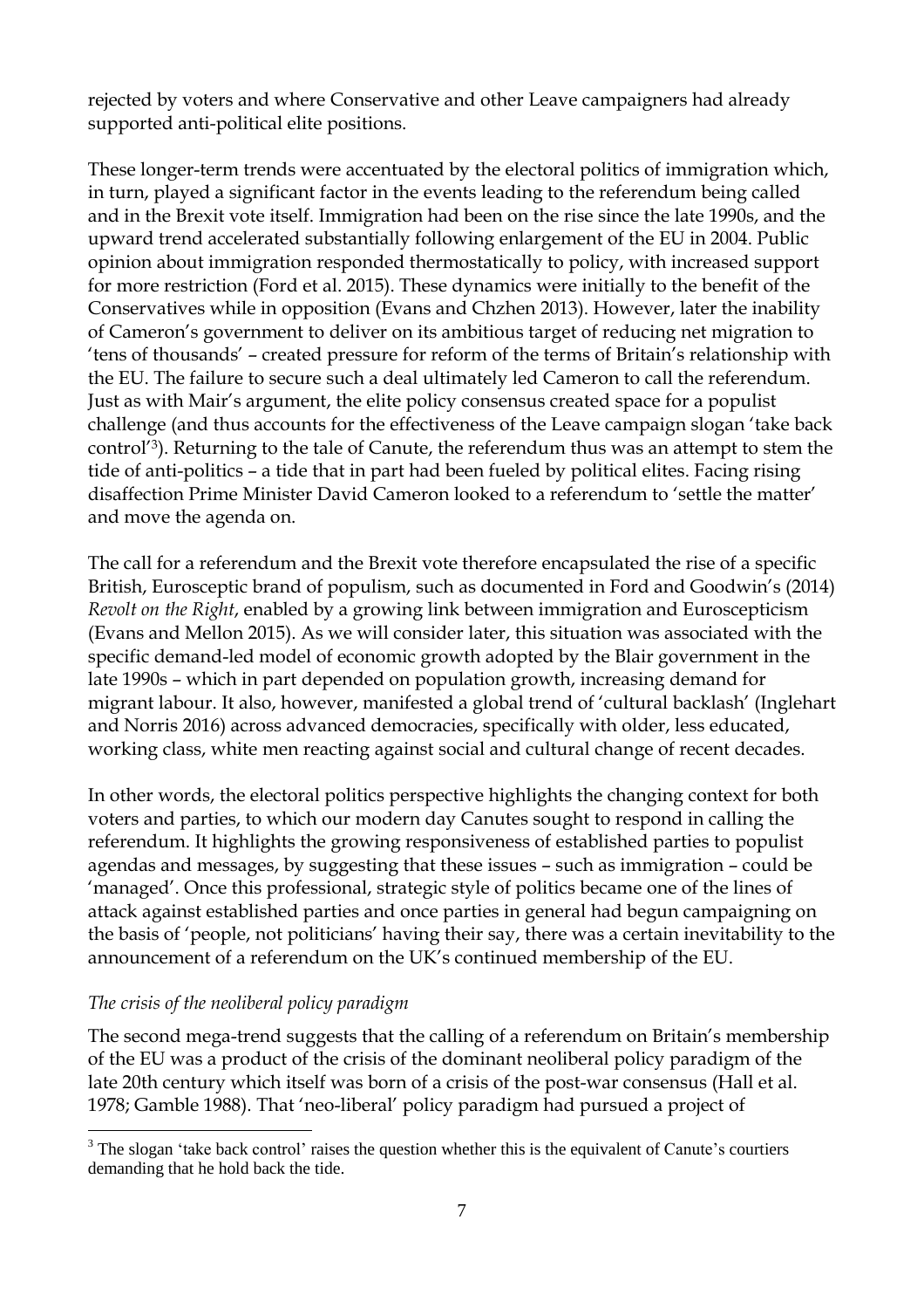rejected by voters and where Conservative and other Leave campaigners had already supported anti-political elite positions.

These longer-term trends were accentuated by the electoral politics of immigration which, in turn, played a significant factor in the events leading to the referendum being called and in the Brexit vote itself. Immigration had been on the rise since the late 1990s, and the upward trend accelerated substantially following enlargement of the EU in 2004. Public opinion about immigration responded thermostatically to policy, with increased support for more restriction (Ford et al. 2015). These dynamics were initially to the benefit of the Conservatives while in opposition (Evans and Chzhen 2013). However, later the inability of Cameron's government to deliver on its ambitious target of reducing net migration to 'tens of thousands' – created pressure for reform of the terms of Britain's relationship with the EU. The failure to secure such a deal ultimately led Cameron to call the referendum. Just as with Mair's argument, the elite policy consensus created space for a populist challenge (and thus accounts for the effectiveness of the Leave campaign slogan 'take back control'[3]). Returning to the tale of Canute, the referendum thus was an attempt to stem the tide of anti-politics – a tide that in part had been fueled by political elites. Facing rising disaffection Prime Minister David Cameron looked to a referendum to 'settle the matter' and move the agenda on.

The call for a referendum and the Brexit vote therefore encapsulated the rise of a specific British, Eurosceptic brand of populism, such as documented in Ford and Goodwin's (2014) *Revolt on the Right*, enabled by a growing link between immigration and Euroscepticism (Evans and Mellon 2015). As we will consider later, this situation was associated with the specific demand-led model of economic growth adopted by the Blair government in the late 1990s – which in part depended on population growth, increasing demand for migrant labour. It also, however, manifested a global trend of 'cultural backlash' (Inglehart and Norris 2016) across advanced democracies, specifically with older, less educated, working class, white men reacting against social and cultural change of recent decades.

In other words, the electoral politics perspective highlights the changing context for both voters and parties, to which our modern day Canutes sought to respond in calling the referendum. It highlights the growing responsiveness of established parties to populist agendas and messages, by suggesting that these issues – such as immigration – could be 'managed'. Once this professional, strategic style of politics became one of the lines of attack against established parties and once parties in general had begun campaigning on the basis of 'people, not politicians' having their say, there was a certain inevitability to the announcement of a referendum on the UK's continued membership of the EU.

### *The crisis of the neoliberal policy paradigm*

The second mega-trend suggests that the calling of a referendum on Britain's membership of the EU was a product of the crisis of the dominant neoliberal policy paradigm of the late 20th century which itself was born of a crisis of the post-war consensus (Hall et al. 1978; Gamble 1988). That 'neo-liberal' policy paradigm had pursued a project of

[3] The slogan 'take back control' raises the question whether this is the equivalent of Canute's courtiers demanding that he hold back the tide.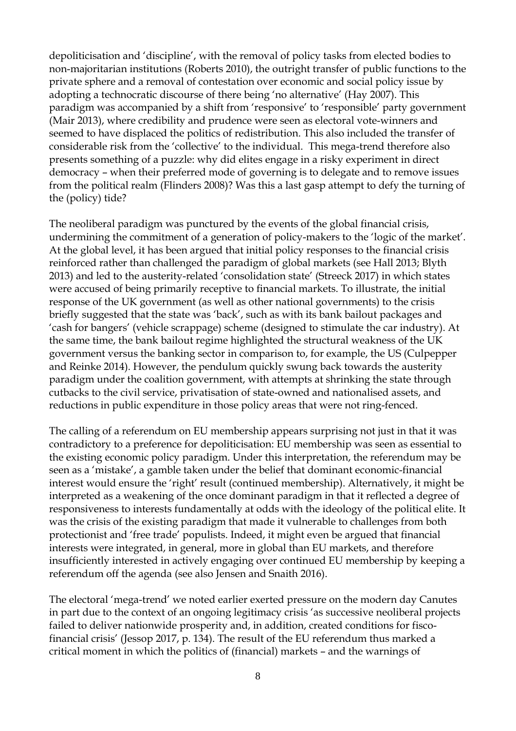depoliticisation and 'discipline', with the removal of policy tasks from elected bodies to non-majoritarian institutions (Roberts 2010), the outright transfer of public functions to the private sphere and a removal of contestation over economic and social policy issue by adopting a technocratic discourse of there being 'no alternative' (Hay 2007). This paradigm was accompanied by a shift from 'responsive' to 'responsible' party government (Mair 2013), where credibility and prudence were seen as electoral vote-winners and seemed to have displaced the politics of redistribution. This also included the transfer of considerable risk from the 'collective' to the individual. This mega-trend therefore also presents something of a puzzle: why did elites engage in a risky experiment in direct democracy – when their preferred mode of governing is to delegate and to remove issues from the political realm (Flinders 2008)? Was this a last gasp attempt to defy the turning of the (policy) tide?

The neoliberal paradigm was punctured by the events of the global financial crisis, undermining the commitment of a generation of policy-makers to the 'logic of the market'. At the global level, it has been argued that initial policy responses to the financial crisis reinforced rather than challenged the paradigm of global markets (see Hall 2013; Blyth 2013) and led to the austerity-related 'consolidation state' (Streeck 2017) in which states were accused of being primarily receptive to financial markets. To illustrate, the initial response of the UK government (as well as other national governments) to the crisis briefly suggested that the state was 'back', such as with its bank bailout packages and 'cash for bangers' (vehicle scrappage) scheme (designed to stimulate the car industry). At the same time, the bank bailout regime highlighted the structural weakness of the UK government versus the banking sector in comparison to, for example, the US (Culpepper and Reinke 2014). However, the pendulum quickly swung back towards the austerity paradigm under the coalition government, with attempts at shrinking the state through cutbacks to the civil service, privatisation of state-owned and nationalised assets, and reductions in public expenditure in those policy areas that were not ring-fenced.

The calling of a referendum on EU membership appears surprising not just in that it was contradictory to a preference for depoliticisation: EU membership was seen as essential to the existing economic policy paradigm. Under this interpretation, the referendum may be seen as a 'mistake', a gamble taken under the belief that dominant economic-financial interest would ensure the 'right' result (continued membership). Alternatively, it might be interpreted as a weakening of the once dominant paradigm in that it reflected a degree of responsiveness to interests fundamentally at odds with the ideology of the political elite. It was the crisis of the existing paradigm that made it vulnerable to challenges from both protectionist and 'free trade' populists. Indeed, it might even be argued that financial interests were integrated, in general, more in global than EU markets, and therefore insufficiently interested in actively engaging over continued EU membership by keeping a referendum off the agenda (see also Jensen and Snaith 2016).

The electoral 'mega-trend' we noted earlier exerted pressure on the modern day Canutes in part due to the context of an ongoing legitimacy crisis 'as successive neoliberal projects failed to deliver nationwide prosperity and, in addition, created conditions for fisco-financial crisis' (Jessop 2017, p. 134). The result of the EU referendum thus marked a critical moment in which the politics of (financial) markets – and the warnings of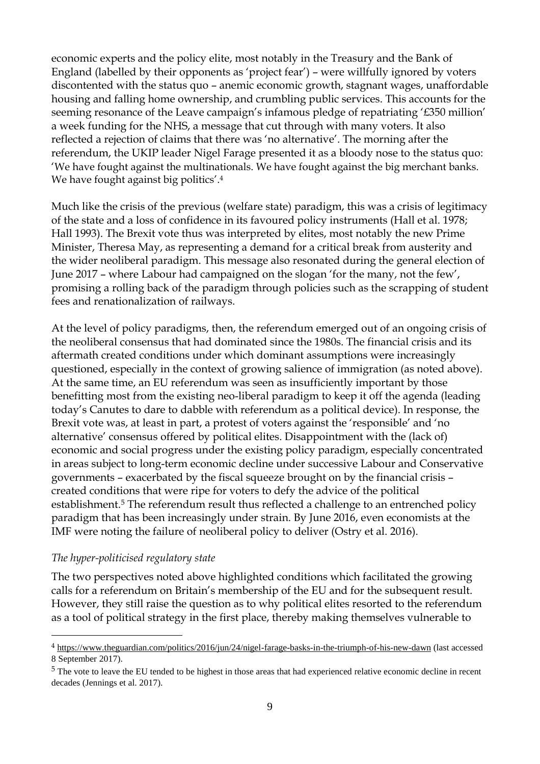economic experts and the policy elite, most notably in the Treasury and the Bank of England (labelled by their opponents as 'project fear') – were willfully ignored by voters discontented with the status quo – anemic economic growth, stagnant wages, unaffordable housing and falling home ownership, and crumbling public services. This accounts for the seeming resonance of the Leave campaign's infamous pledge of repatriating '£350 million' a week funding for the NHS, a message that cut through with many voters. It also reflected a rejection of claims that there was 'no alternative'. The morning after the referendum, the UKIP leader Nigel Farage presented it as a bloody nose to the status quo: 'We have fought against the multinationals. We have fought against the big merchant banks. We have fought against big politics'.[4]

Much like the crisis of the previous (welfare state) paradigm, this was a crisis of legitimacy of the state and a loss of confidence in its favoured policy instruments (Hall et al. 1978; Hall 1993). The Brexit vote thus was interpreted by elites, most notably the new Prime Minister, Theresa May, as representing a demand for a critical break from austerity and the wider neoliberal paradigm. This message also resonated during the general election of June 2017 – where Labour had campaigned on the slogan 'for the many, not the few', promising a rolling back of the paradigm through policies such as the scrapping of student fees and renationalization of railways.

At the level of policy paradigms, then, the referendum emerged out of an ongoing crisis of the neoliberal consensus that had dominated since the 1980s. The financial crisis and its aftermath created conditions under which dominant assumptions were increasingly questioned, especially in the context of growing salience of immigration (as noted above). At the same time, an EU referendum was seen as insufficiently important by those benefitting most from the existing neo-liberal paradigm to keep it off the agenda (leading today's Canutes to dare to dabble with referendum as a political device). In response, the Brexit vote was, at least in part, a protest of voters against the 'responsible' and 'no alternative' consensus offered by political elites. Disappointment with the (lack of) economic and social progress under the existing policy paradigm, especially concentrated in areas subject to long-term economic decline under successive Labour and Conservative governments – exacerbated by the fiscal squeeze brought on by the financial crisis – created conditions that were ripe for voters to defy the advice of the political establishment.[5] The referendum result thus reflected a challenge to an entrenched policy paradigm that has been increasingly under strain. By June 2016, even economists at the IMF were noting the failure of neoliberal policy to deliver (Ostry et al. 2016).

*The hyper-politicised regulatory state*

The two perspectives noted above highlighted conditions which facilitated the growing calls for a referendum on Britain's membership of the EU and for the subsequent result. However, they still raise the question as to why political elites resorted to the referendum as a tool of political strategy in the first place, thereby making themselves vulnerable to

---

[4] https://www.theguardian.com/politics/2016/jun/24/nigel-farage-basks-in-the-triumph-of-his-new-dawn (last accessed 8 September 2017).

[5] The vote to leave the EU tended to be highest in those areas that had experienced relative economic decline in recent decades (Jennings et al. 2017).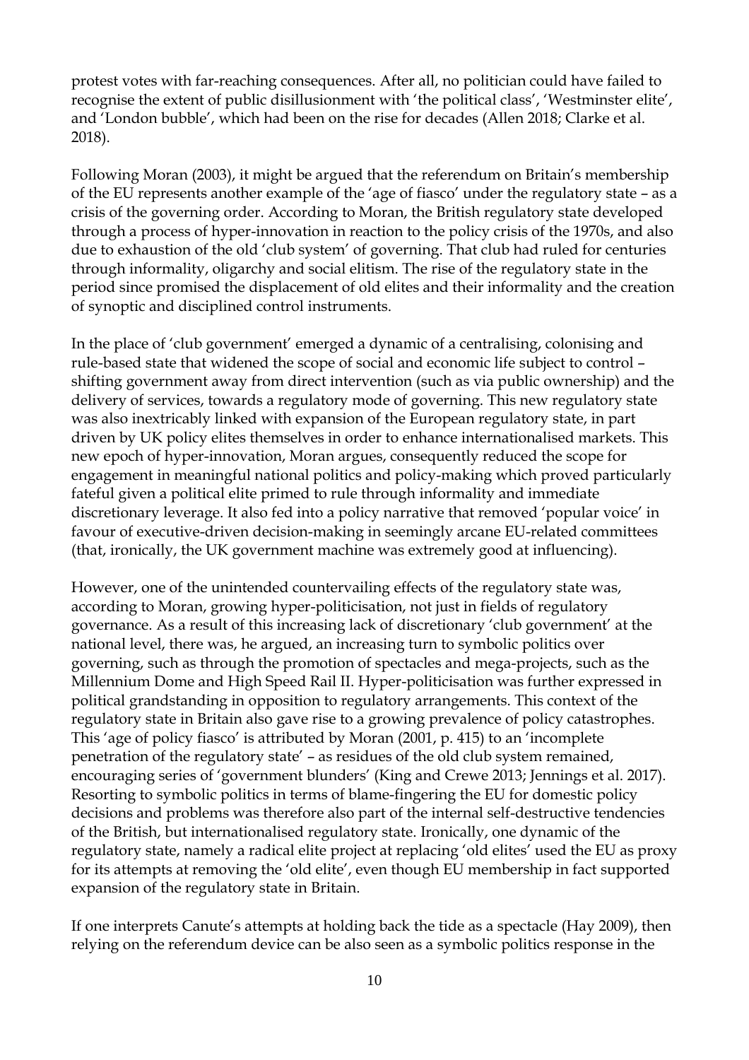protest votes with far-reaching consequences. After all, no politician could have failed to recognise the extent of public disillusionment with 'the political class', 'Westminster elite', and 'London bubble', which had been on the rise for decades (Allen 2018; Clarke et al. 2018).

Following Moran (2003), it might be argued that the referendum on Britain's membership of the EU represents another example of the 'age of fiasco' under the regulatory state – as a crisis of the governing order. According to Moran, the British regulatory state developed through a process of hyper-innovation in reaction to the policy crisis of the 1970s, and also due to exhaustion of the old 'club system' of governing. That club had ruled for centuries through informality, oligarchy and social elitism. The rise of the regulatory state in the period since promised the displacement of old elites and their informality and the creation of synoptic and disciplined control instruments.

In the place of 'club government' emerged a dynamic of a centralising, colonising and rule-based state that widened the scope of social and economic life subject to control – shifting government away from direct intervention (such as via public ownership) and the delivery of services, towards a regulatory mode of governing. This new regulatory state was also inextricably linked with expansion of the European regulatory state, in part driven by UK policy elites themselves in order to enhance internationalised markets. This new epoch of hyper-innovation, Moran argues, consequently reduced the scope for engagement in meaningful national politics and policy-making which proved particularly fateful given a political elite primed to rule through informality and immediate discretionary leverage. It also fed into a policy narrative that removed 'popular voice' in favour of executive-driven decision-making in seemingly arcane EU-related committees (that, ironically, the UK government machine was extremely good at influencing).

However, one of the unintended countervailing effects of the regulatory state was, according to Moran, growing hyper-politicisation, not just in fields of regulatory governance. As a result of this increasing lack of discretionary 'club government' at the national level, there was, he argued, an increasing turn to symbolic politics over governing, such as through the promotion of spectacles and mega-projects, such as the Millennium Dome and High Speed Rail II. Hyper-politicisation was further expressed in political grandstanding in opposition to regulatory arrangements. This context of the regulatory state in Britain also gave rise to a growing prevalence of policy catastrophes. This 'age of policy fiasco' is attributed by Moran (2001, p. 415) to an 'incomplete penetration of the regulatory state' – as residues of the old club system remained, encouraging series of 'government blunders' (King and Crewe 2013; Jennings et al. 2017). Resorting to symbolic politics in terms of blame-fingering the EU for domestic policy decisions and problems was therefore also part of the internal self-destructive tendencies of the British, but internationalised regulatory state. Ironically, one dynamic of the regulatory state, namely a radical elite project at replacing 'old elites' used the EU as proxy for its attempts at removing the 'old elite', even though EU membership in fact supported expansion of the regulatory state in Britain.

If one interprets Canute's attempts at holding back the tide as a spectacle (Hay 2009), then relying on the referendum device can be also seen as a symbolic politics response in the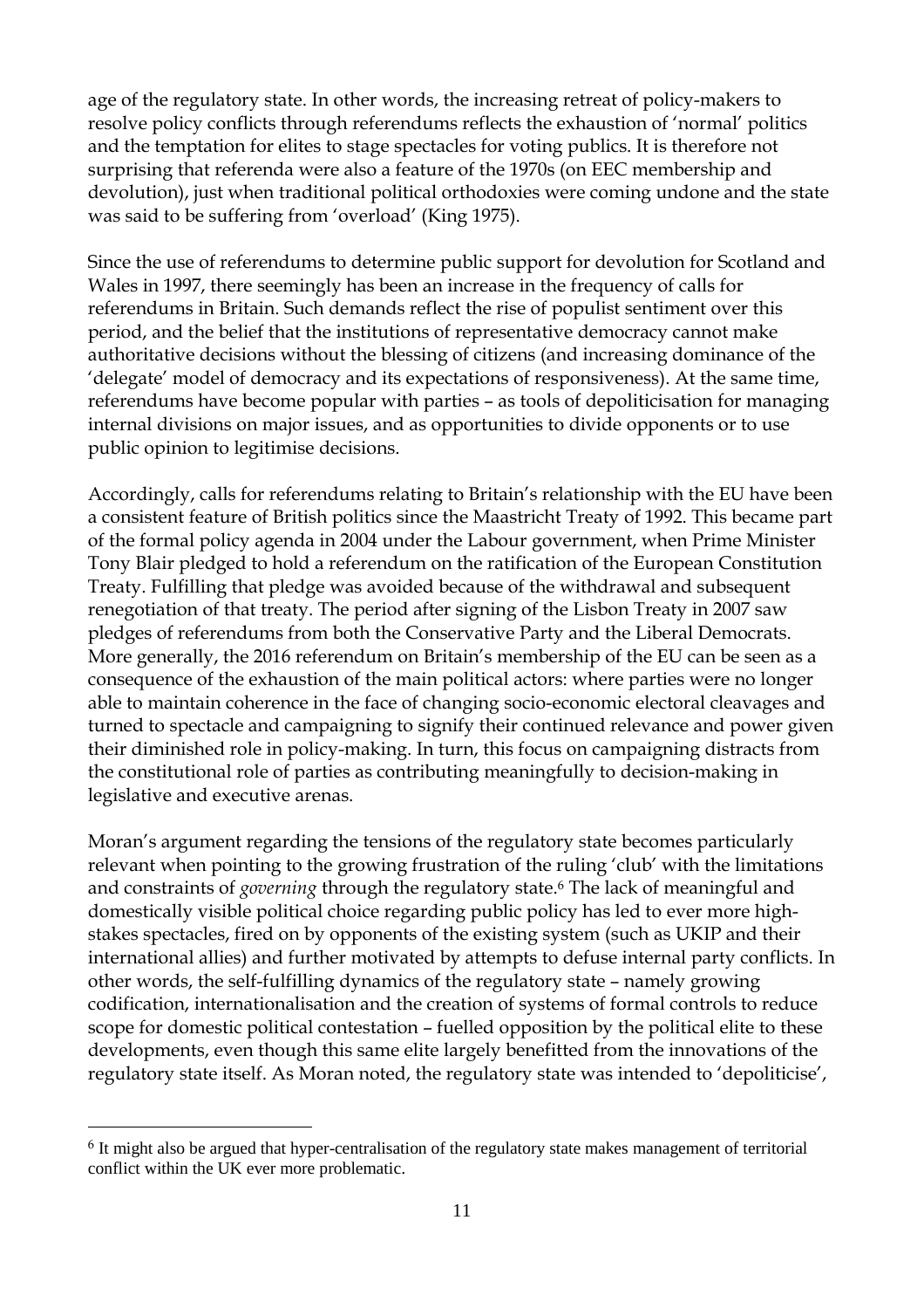age of the regulatory state. In other words, the increasing retreat of policy-makers to resolve policy conflicts through referendums reflects the exhaustion of 'normal' politics and the temptation for elites to stage spectacles for voting publics. It is therefore not surprising that referenda were also a feature of the 1970s (on EEC membership and devolution), just when traditional political orthodoxies were coming undone and the state was said to be suffering from 'overload' (King 1975).

Since the use of referendums to determine public support for devolution for Scotland and Wales in 1997, there seemingly has been an increase in the frequency of calls for referendums in Britain. Such demands reflect the rise of populist sentiment over this period, and the belief that the institutions of representative democracy cannot make authoritative decisions without the blessing of citizens (and increasing dominance of the 'delegate' model of democracy and its expectations of responsiveness). At the same time, referendums have become popular with parties – as tools of depoliticisation for managing internal divisions on major issues, and as opportunities to divide opponents or to use public opinion to legitimise decisions.

Accordingly, calls for referendums relating to Britain's relationship with the EU have been a consistent feature of British politics since the Maastricht Treaty of 1992. This became part of the formal policy agenda in 2004 under the Labour government, when Prime Minister Tony Blair pledged to hold a referendum on the ratification of the European Constitution Treaty. Fulfilling that pledge was avoided because of the withdrawal and subsequent renegotiation of that treaty. The period after signing of the Lisbon Treaty in 2007 saw pledges of referendums from both the Conservative Party and the Liberal Democrats. More generally, the 2016 referendum on Britain's membership of the EU can be seen as a consequence of the exhaustion of the main political actors: where parties were no longer able to maintain coherence in the face of changing socio-economic electoral cleavages and turned to spectacle and campaigning to signify their continued relevance and power given their diminished role in policy-making. In turn, this focus on campaigning distracts from the constitutional role of parties as contributing meaningfully to decision-making in legislative and executive arenas.

Moran's argument regarding the tensions of the regulatory state becomes particularly relevant when pointing to the growing frustration of the ruling 'club' with the limitations and constraints of *governing* through the regulatory state.[6] The lack of meaningful and domestically visible political choice regarding public policy has led to ever more high-stakes spectacles, fired on by opponents of the existing system (such as UKIP and their international allies) and further motivated by attempts to defuse internal party conflicts. In other words, the self-fulfilling dynamics of the regulatory state – namely growing codification, internationalisation and the creation of systems of formal controls to reduce scope for domestic political contestation – fuelled opposition by the political elite to these developments, even though this same elite largely benefitted from the innovations of the regulatory state itself. As Moran noted, the regulatory state was intended to 'depoliticise',

[6] It might also be argued that hyper-centralisation of the regulatory state makes management of territorial conflict within the UK ever more problematic.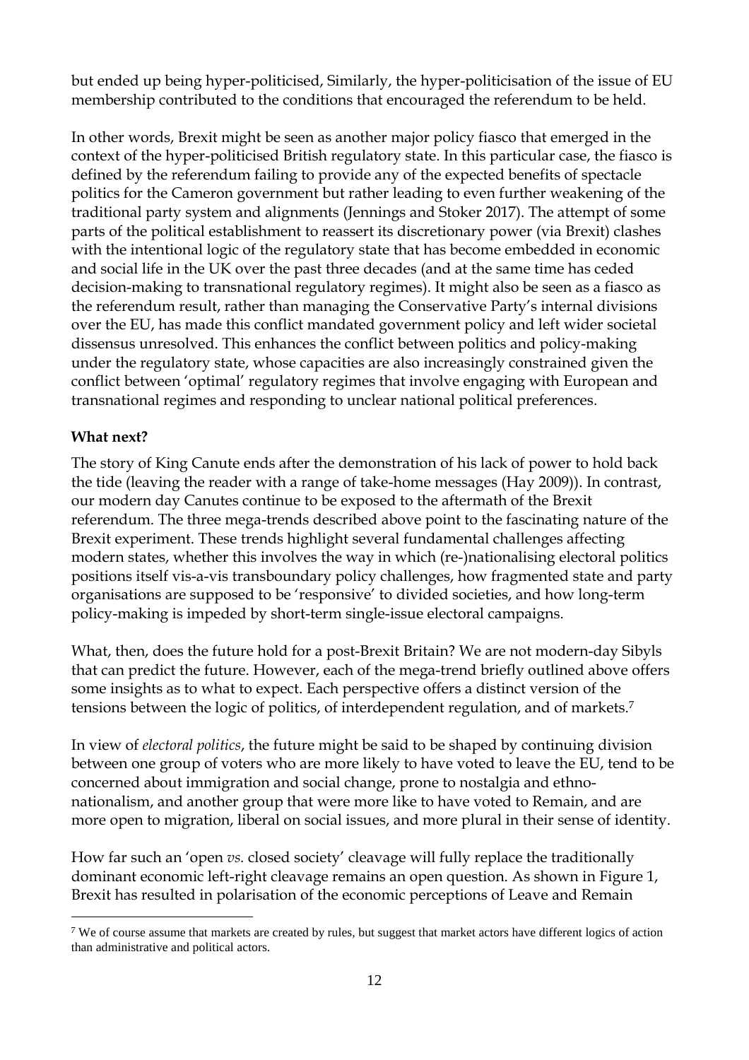but ended up being hyper-politicised, Similarly, the hyper-politicisation of the issue of EU membership contributed to the conditions that encouraged the referendum to be held.

In other words, Brexit might be seen as another major policy fiasco that emerged in the context of the hyper-politicised British regulatory state. In this particular case, the fiasco is defined by the referendum failing to provide any of the expected benefits of spectacle politics for the Cameron government but rather leading to even further weakening of the traditional party system and alignments (Jennings and Stoker 2017). The attempt of some parts of the political establishment to reassert its discretionary power (via Brexit) clashes with the intentional logic of the regulatory state that has become embedded in economic and social life in the UK over the past three decades (and at the same time has ceded decision-making to transnational regulatory regimes). It might also be seen as a fiasco as the referendum result, rather than managing the Conservative Party's internal divisions over the EU, has made this conflict mandated government policy and left wider societal dissensus unresolved. This enhances the conflict between politics and policy-making under the regulatory state, whose capacities are also increasingly constrained given the conflict between 'optimal' regulatory regimes that involve engaging with European and transnational regimes and responding to unclear national political preferences.

**What next?**

The story of King Canute ends after the demonstration of his lack of power to hold back the tide (leaving the reader with a range of take-home messages (Hay 2009)). In contrast, our modern day Canutes continue to be exposed to the aftermath of the Brexit referendum. The three mega-trends described above point to the fascinating nature of the Brexit experiment. These trends highlight several fundamental challenges affecting modern states, whether this involves the way in which (re-)nationalising electoral politics positions itself vis-a-vis transboundary policy challenges, how fragmented state and party organisations are supposed to be 'responsive' to divided societies, and how long-term policy-making is impeded by short-term single-issue electoral campaigns.

What, then, does the future hold for a post-Brexit Britain? We are not modern-day Sibyls that can predict the future. However, each of the mega-trend briefly outlined above offers some insights as to what to expect. Each perspective offers a distinct version of the tensions between the logic of politics, of interdependent regulation, and of markets.[7]

In view of *electoral politics*, the future might be said to be shaped by continuing division between one group of voters who are more likely to have voted to leave the EU, tend to be concerned about immigration and social change, prone to nostalgia and ethno-nationalism, and another group that were more like to have voted to Remain, and are more open to migration, liberal on social issues, and more plural in their sense of identity.

How far such an 'open *vs.* closed society' cleavage will fully replace the traditionally dominant economic left-right cleavage remains an open question. As shown in Figure 1, Brexit has resulted in polarisation of the economic perceptions of Leave and Remain

[7] We of course assume that markets are created by rules, but suggest that market actors have different logics of action than administrative and political actors.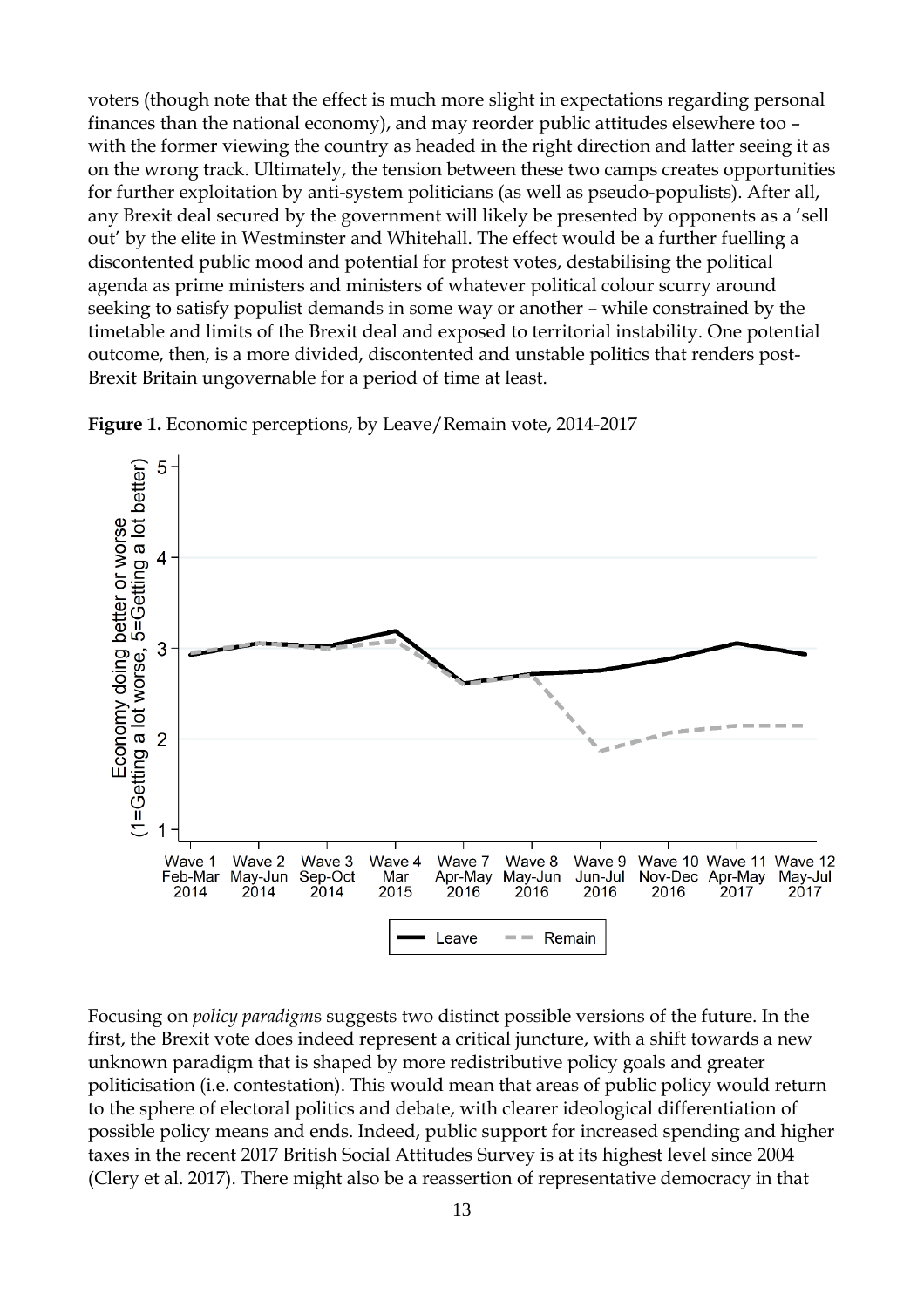voters (though note that the effect is much more slight in expectations regarding personal finances than the national economy), and may reorder public attitudes elsewhere too – with the former viewing the country as headed in the right direction and latter seeing it as on the wrong track. Ultimately, the tension between these two camps creates opportunities for further exploitation by anti-system politicians (as well as pseudo-populists). After all, any Brexit deal secured by the government will likely be presented by opponents as a 'sell out' by the elite in Westminster and Whitehall. The effect would be a further fuelling a discontented public mood and potential for protest votes, destabilising the political agenda as prime ministers and ministers of whatever political colour scurry around seeking to satisfy populist demands in some way or another – while constrained by the timetable and limits of the Brexit deal and exposed to territorial instability. One potential outcome, then, is a more divided, discontented and unstable politics that renders post-Brexit Britain ungovernable for a period of time at least.

**Figure 1.** Economic perceptions, by Leave/Remain vote, 2014-2017

Focusing on *policy paradigms* suggests two distinct possible versions of the future. In the first, the Brexit vote does indeed represent a critical juncture, with a shift towards a new unknown paradigm that is shaped by more redistributive policy goals and greater politicisation (i.e. contestation). This would mean that areas of public policy would return to the sphere of electoral politics and debate, with clearer ideological differentiation of possible policy means and ends. Indeed, public support for increased spending and higher taxes in the recent 2017 British Social Attitudes Survey is at its highest level since 2004 (Clery et al. 2017). There might also be a reassertion of representative democracy in that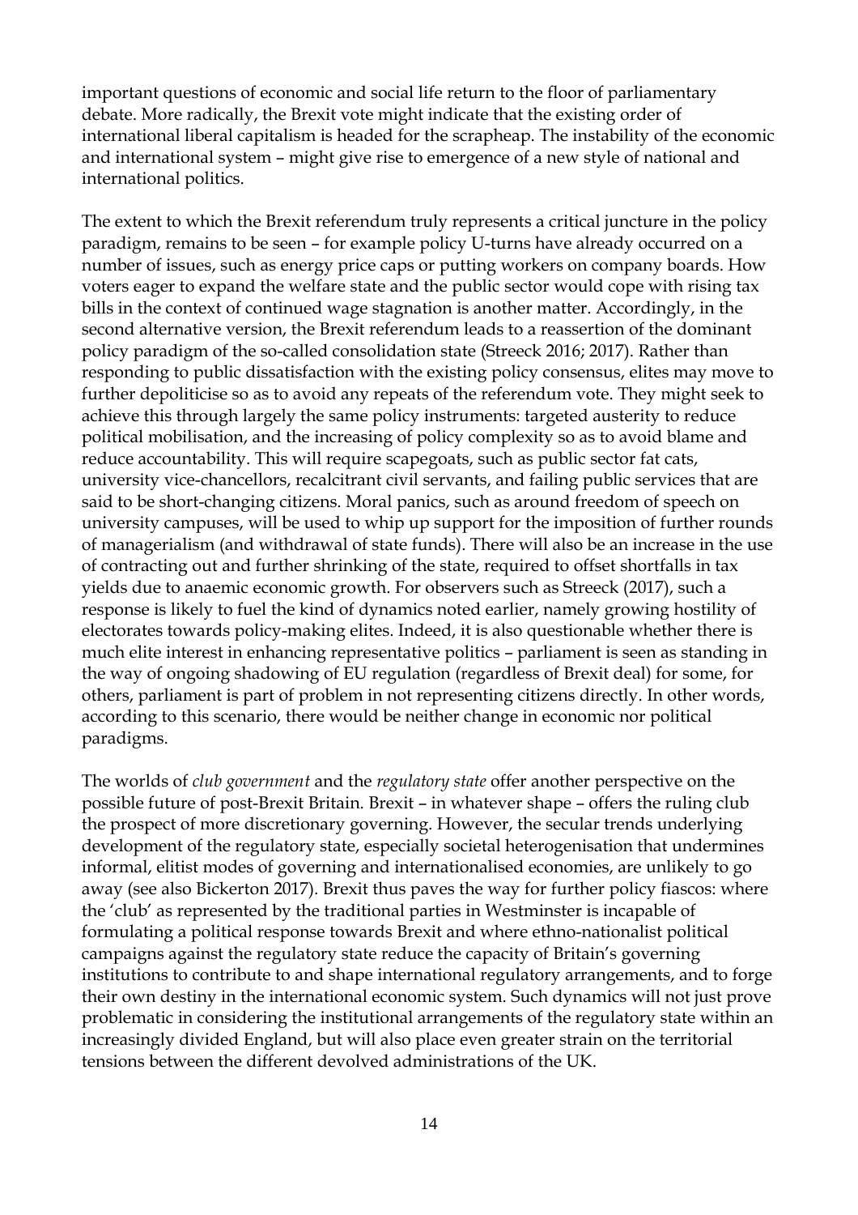important questions of economic and social life return to the floor of parliamentary debate. More radically, the Brexit vote might indicate that the existing order of international liberal capitalism is headed for the scrapheap. The instability of the economic and international system – might give rise to emergence of a new style of national and international politics.

The extent to which the Brexit referendum truly represents a critical juncture in the policy paradigm, remains to be seen – for example policy U-turns have already occurred on a number of issues, such as energy price caps or putting workers on company boards. How voters eager to expand the welfare state and the public sector would cope with rising tax bills in the context of continued wage stagnation is another matter. Accordingly, in the second alternative version, the Brexit referendum leads to a reassertion of the dominant policy paradigm of the so-called consolidation state (Streeck 2016; 2017). Rather than responding to public dissatisfaction with the existing policy consensus, elites may move to further depoliticise so as to avoid any repeats of the referendum vote. They might seek to achieve this through largely the same policy instruments: targeted austerity to reduce political mobilisation, and the increasing of policy complexity so as to avoid blame and reduce accountability. This will require scapegoats, such as public sector fat cats, university vice-chancellors, recalcitrant civil servants, and failing public services that are said to be short-changing citizens. Moral panics, such as around freedom of speech on university campuses, will be used to whip up support for the imposition of further rounds of managerialism (and withdrawal of state funds). There will also be an increase in the use of contracting out and further shrinking of the state, required to offset shortfalls in tax yields due to anaemic economic growth. For observers such as Streeck (2017), such a response is likely to fuel the kind of dynamics noted earlier, namely growing hostility of electorates towards policy-making elites. Indeed, it is also questionable whether there is much elite interest in enhancing representative politics – parliament is seen as standing in the way of ongoing shadowing of EU regulation (regardless of Brexit deal) for some, for others, parliament is part of problem in not representing citizens directly. In other words, according to this scenario, there would be neither change in economic nor political paradigms.

The worlds of *club government* and the *regulatory state* offer another perspective on the possible future of post-Brexit Britain. Brexit – in whatever shape – offers the ruling club the prospect of more discretionary governing. However, the secular trends underlying development of the regulatory state, especially societal heterogenisation that undermines informal, elitist modes of governing and internationalised economies, are unlikely to go away (see also Bickerton 2017). Brexit thus paves the way for further policy fiascos: where the 'club' as represented by the traditional parties in Westminster is incapable of formulating a political response towards Brexit and where ethno-nationalist political campaigns against the regulatory state reduce the capacity of Britain's governing institutions to contribute to and shape international regulatory arrangements, and to forge their own destiny in the international economic system. Such dynamics will not just prove problematic in considering the institutional arrangements of the regulatory state within an increasingly divided England, but will also place even greater strain on the territorial tensions between the different devolved administrations of the UK.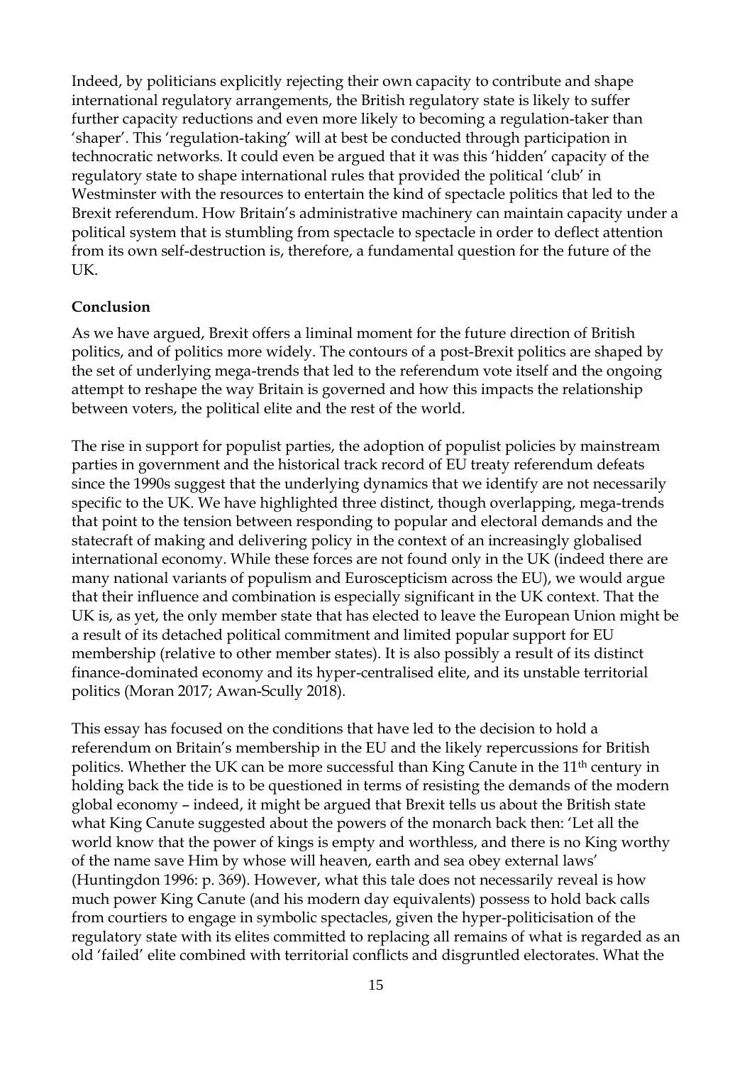Indeed, by politicians explicitly rejecting their own capacity to contribute and shape international regulatory arrangements, the British regulatory state is likely to suffer further capacity reductions and even more likely to becoming a regulation-taker than 'shaper'. This 'regulation-taking' will at best be conducted through participation in technocratic networks. It could even be argued that it was this 'hidden' capacity of the regulatory state to shape international rules that provided the political 'club' in Westminster with the resources to entertain the kind of spectacle politics that led to the Brexit referendum. How Britain's administrative machinery can maintain capacity under a political system that is stumbling from spectacle to spectacle in order to deflect attention from its own self-destruction is, therefore, a fundamental question for the future of the UK.

**Conclusion**

As we have argued, Brexit offers a liminal moment for the future direction of British politics, and of politics more widely. The contours of a post-Brexit politics are shaped by the set of underlying mega-trends that led to the referendum vote itself and the ongoing attempt to reshape the way Britain is governed and how this impacts the relationship between voters, the political elite and the rest of the world.

The rise in support for populist parties, the adoption of populist policies by mainstream parties in government and the historical track record of EU treaty referendum defeats since the 1990s suggest that the underlying dynamics that we identify are not necessarily specific to the UK. We have highlighted three distinct, though overlapping, mega-trends that point to the tension between responding to popular and electoral demands and the statecraft of making and delivering policy in the context of an increasingly globalised international economy. While these forces are not found only in the UK (indeed there are many national variants of populism and Euroscepticism across the EU), we would argue that their influence and combination is especially significant in the UK context. That the UK is, as yet, the only member state that has elected to leave the European Union might be a result of its detached political commitment and limited popular support for EU membership (relative to other member states). It is also possibly a result of its distinct finance-dominated economy and its hyper-centralised elite, and its unstable territorial politics (Moran 2017; Awan-Scully 2018).

This essay has focused on the conditions that have led to the decision to hold a referendum on Britain's membership in the EU and the likely repercussions for British politics. Whether the UK can be more successful than King Canute in the 11th century in holding back the tide is to be questioned in terms of resisting the demands of the modern global economy – indeed, it might be argued that Brexit tells us about the British state what King Canute suggested about the powers of the monarch back then: 'Let all the world know that the power of kings is empty and worthless, and there is no King worthy of the name save Him by whose will heaven, earth and sea obey external laws' (Huntingdon 1996: p. 369). However, what this tale does not necessarily reveal is how much power King Canute (and his modern day equivalents) possess to hold back calls from courtiers to engage in symbolic spectacles, given the hyper-politicisation of the regulatory state with its elites committed to replacing all remains of what is regarded as an old 'failed' elite combined with territorial conflicts and disgruntled electorates. What the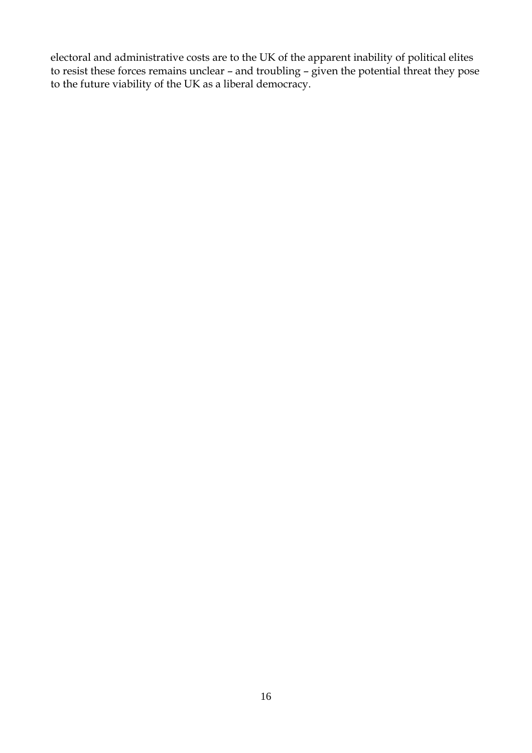electoral and administrative costs are to the UK of the apparent inability of political elites to resist these forces remains unclear – and troubling – given the potential threat they pose to the future viability of the UK as a liberal democracy.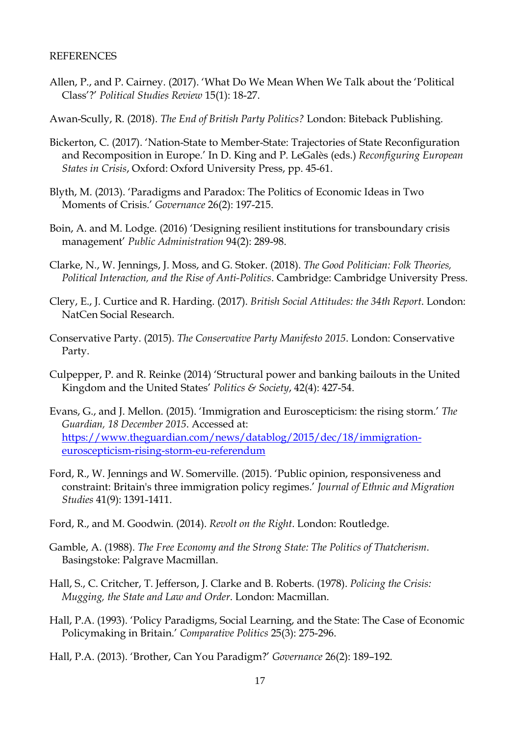REFERENCES

Allen, P., and P. Cairney. (2017). 'What Do We Mean When We Talk about the 'Political Class'?' *Political Studies Review* 15(1): 18-27.

Awan-Scully, R. (2018). *The End of British Party Politics?* London: Biteback Publishing.

Bickerton, C. (2017). 'Nation-State to Member-State: Trajectories of State Reconfiguration and Recomposition in Europe.' In D. King and P. LeGalès (eds.) *Reconfiguring European States in Crisis*, Oxford: Oxford University Press, pp. 45-61.

Blyth, M. (2013). 'Paradigms and Paradox: The Politics of Economic Ideas in Two Moments of Crisis.' *Governance* 26(2): 197-215.

Boin, A. and M. Lodge. (2016) 'Designing resilient institutions for transboundary crisis management' *Public Administration* 94(2): 289-98.

Clarke, N., W. Jennings, J. Moss, and G. Stoker. (2018). *The Good Politician: Folk Theories, Political Interaction, and the Rise of Anti-Politics*. Cambridge: Cambridge University Press.

Clery, E., J. Curtice and R. Harding. (2017). *British Social Attitudes: the 34th Report*. London: NatCen Social Research.

Conservative Party. (2015). *The Conservative Party Manifesto 2015*. London: Conservative Party.

Culpepper, P. and R. Reinke (2014) 'Structural power and banking bailouts in the United Kingdom and the United States' *Politics & Society*, 42(4): 427-54.

Evans, G., and J. Mellon. (2015). 'Immigration and Euroscepticism: the rising storm.' *The Guardian, 18 December 2015*. Accessed at: https://www.theguardian.com/news/datablog/2015/dec/18/immigration-euroscepticism-rising-storm-eu-referendum

Ford, R., W. Jennings and W. Somerville. (2015). 'Public opinion, responsiveness and constraint: Britain's three immigration policy regimes.' *Journal of Ethnic and Migration Studies* 41(9): 1391-1411.

Ford, R., and M. Goodwin. (2014). *Revolt on the Right*. London: Routledge.

Gamble, A. (1988). *The Free Economy and the Strong State: The Politics of Thatcherism*. Basingstoke: Palgrave Macmillan.

Hall, S., C. Critcher, T. Jefferson, J. Clarke and B. Roberts. (1978). *Policing the Crisis: Mugging, the State and Law and Order*. London: Macmillan.

Hall, P.A. (1993). 'Policy Paradigms, Social Learning, and the State: The Case of Economic Policymaking in Britain.' *Comparative Politics* 25(3): 275-296.

Hall, P.A. (2013). 'Brother, Can You Paradigm?' *Governance* 26(2): 189–192.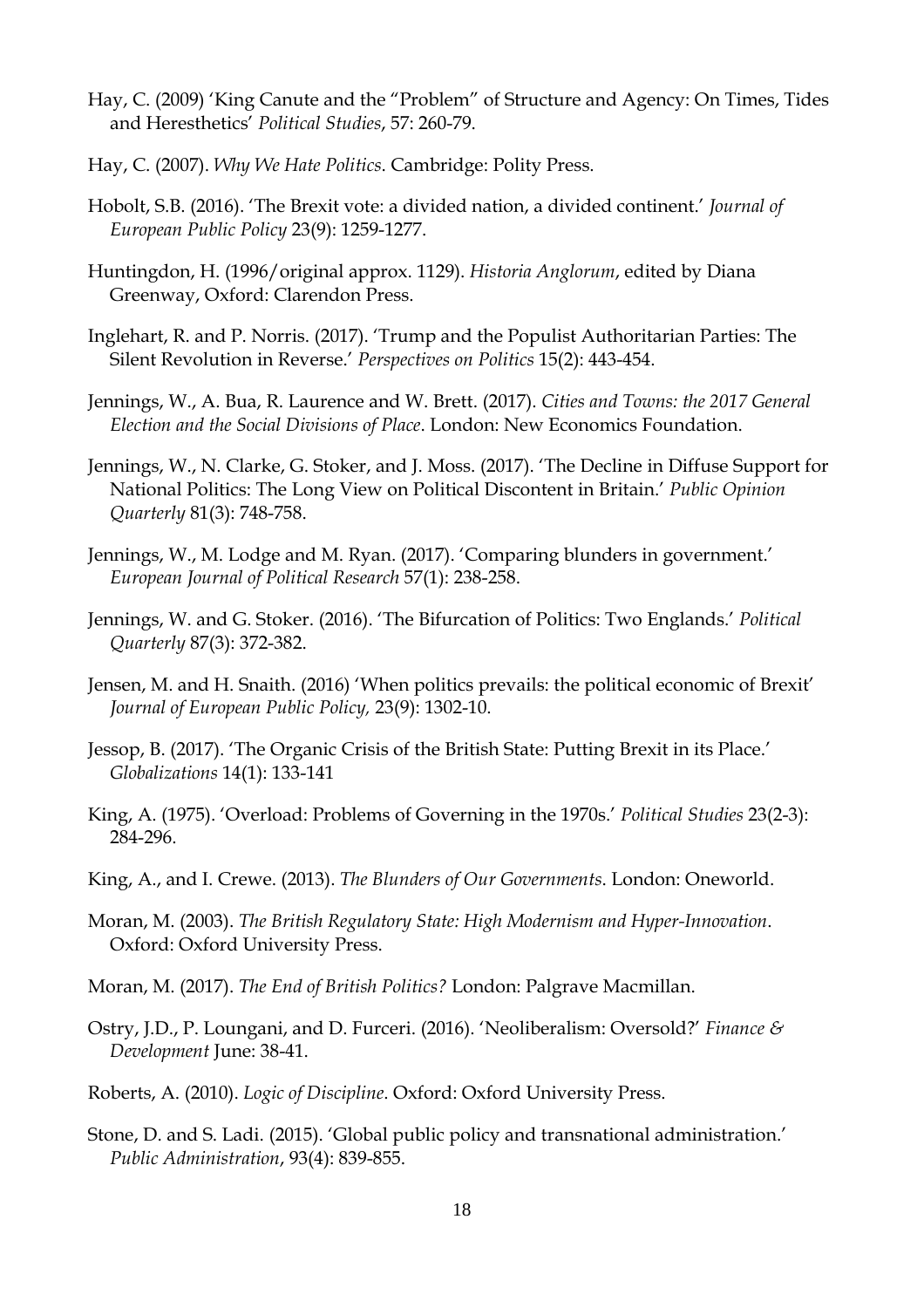Hay, C. (2009) 'King Canute and the "Problem" of Structure and Agency: On Times, Tides and Heresthetics' *Political Studies*, 57: 260-79.

Hay, C. (2007). *Why We Hate Politics*. Cambridge: Polity Press.

Hobolt, S.B. (2016). 'The Brexit vote: a divided nation, a divided continent.' *Journal of European Public Policy* 23(9): 1259-1277.

Huntingdon, H. (1996/original approx. 1129). *Historia Anglorum*, edited by Diana Greenway, Oxford: Clarendon Press.

Inglehart, R. and P. Norris. (2017). 'Trump and the Populist Authoritarian Parties: The Silent Revolution in Reverse.' *Perspectives on Politics* 15(2): 443-454.

Jennings, W., A. Bua, R. Laurence and W. Brett. (2017). *Cities and Towns: the 2017 General Election and the Social Divisions of Place*. London: New Economics Foundation.

Jennings, W., N. Clarke, G. Stoker, and J. Moss. (2017). 'The Decline in Diffuse Support for National Politics: The Long View on Political Discontent in Britain.' *Public Opinion Quarterly* 81(3): 748-758.

Jennings, W., M. Lodge and M. Ryan. (2017). 'Comparing blunders in government.' *European Journal of Political Research* 57(1): 238-258.

Jennings, W. and G. Stoker. (2016). 'The Bifurcation of Politics: Two Englands.' *Political Quarterly* 87(3): 372-382.

Jensen, M. and H. Snaith. (2016) 'When politics prevails: the political economic of Brexit' *Journal of European Public Policy,* 23(9): 1302-10.

Jessop, B. (2017). 'The Organic Crisis of the British State: Putting Brexit in its Place.' *Globalizations* 14(1): 133-141

King, A. (1975). 'Overload: Problems of Governing in the 1970s.' *Political Studies* 23(2-3): 284-296.

King, A., and I. Crewe. (2013). *The Blunders of Our Governments*. London: Oneworld.

Moran, M. (2003). *The British Regulatory State: High Modernism and Hyper-Innovation*. Oxford: Oxford University Press.

Moran, M. (2017). *The End of British Politics?* London: Palgrave Macmillan.

Ostry, J.D., P. Loungani, and D. Furceri. (2016). 'Neoliberalism: Oversold?' *Finance & Development* June: 38-41.

Roberts, A. (2010). *Logic of Discipline*. Oxford: Oxford University Press.

Stone, D. and S. Ladi. (2015). 'Global public policy and transnational administration.' *Public Administration*, 93(4): 839-855.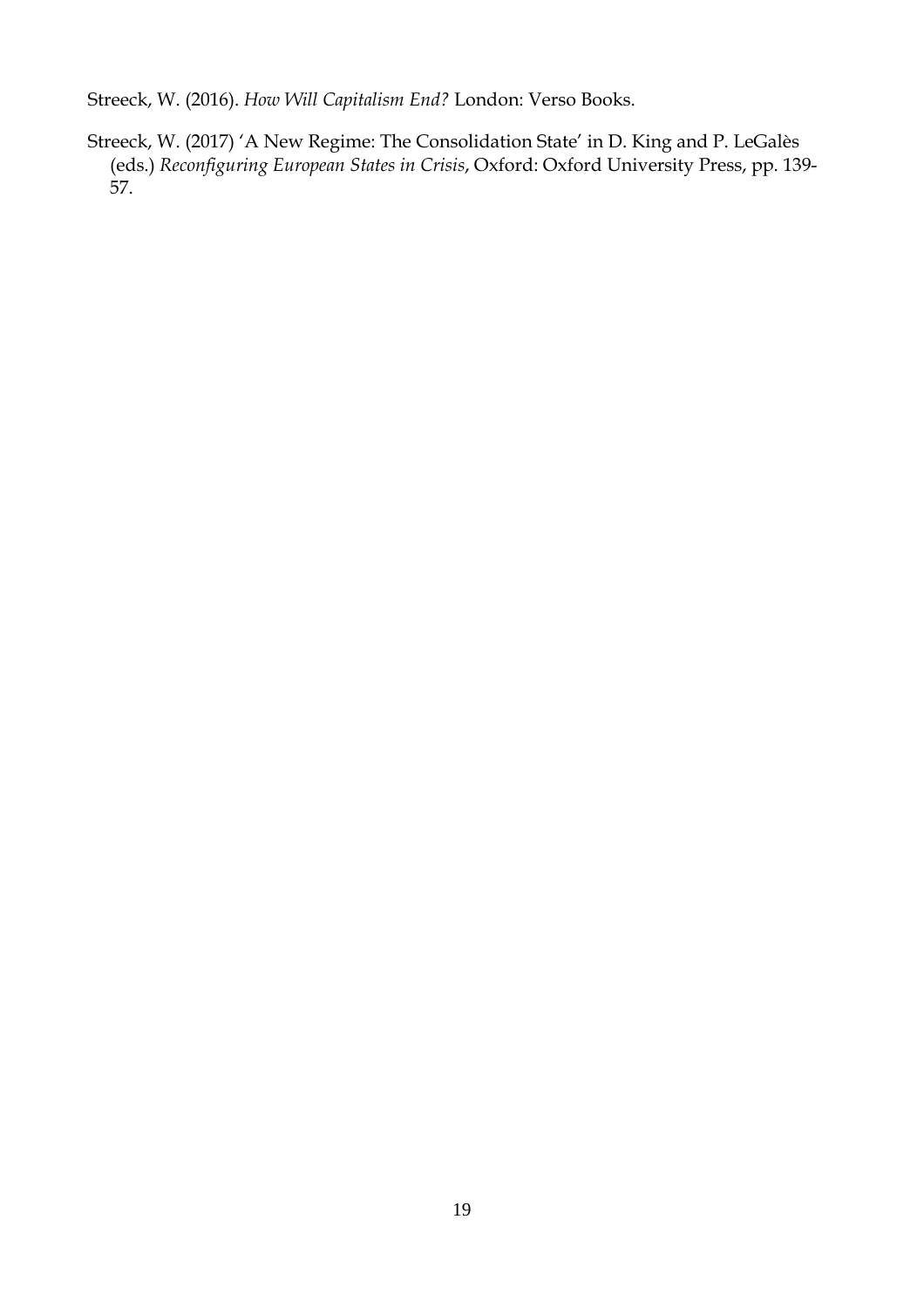Streeck, W. (2016). *How Will Capitalism End?* London: Verso Books.

Streeck, W. (2017) 'A New Regime: The Consolidation State' in D. King and P. LeGalès (eds.) *Reconfiguring European States in Crisis*, Oxford: Oxford University Press, pp. 139-57.